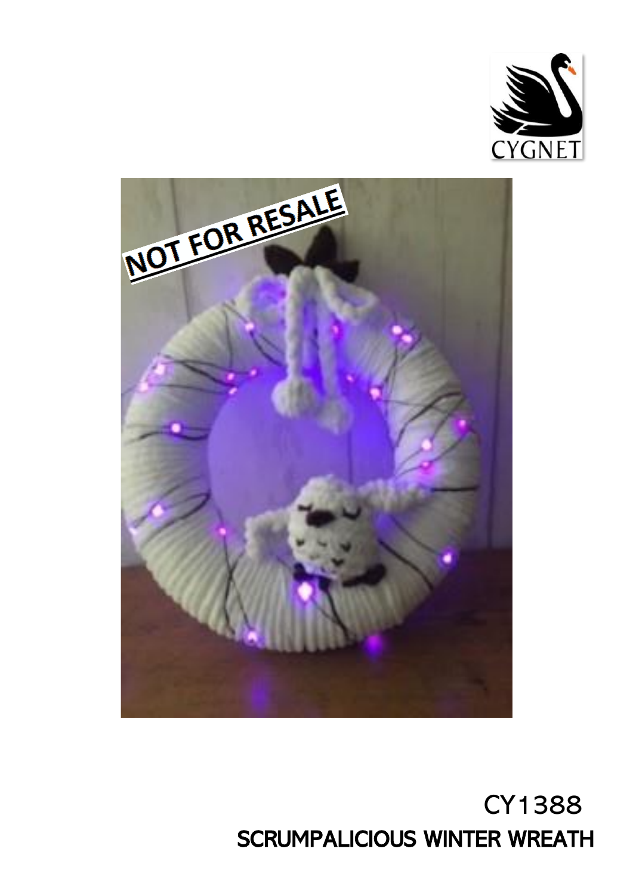CY1388

SCRUMPALICIOUS WINTER WREATH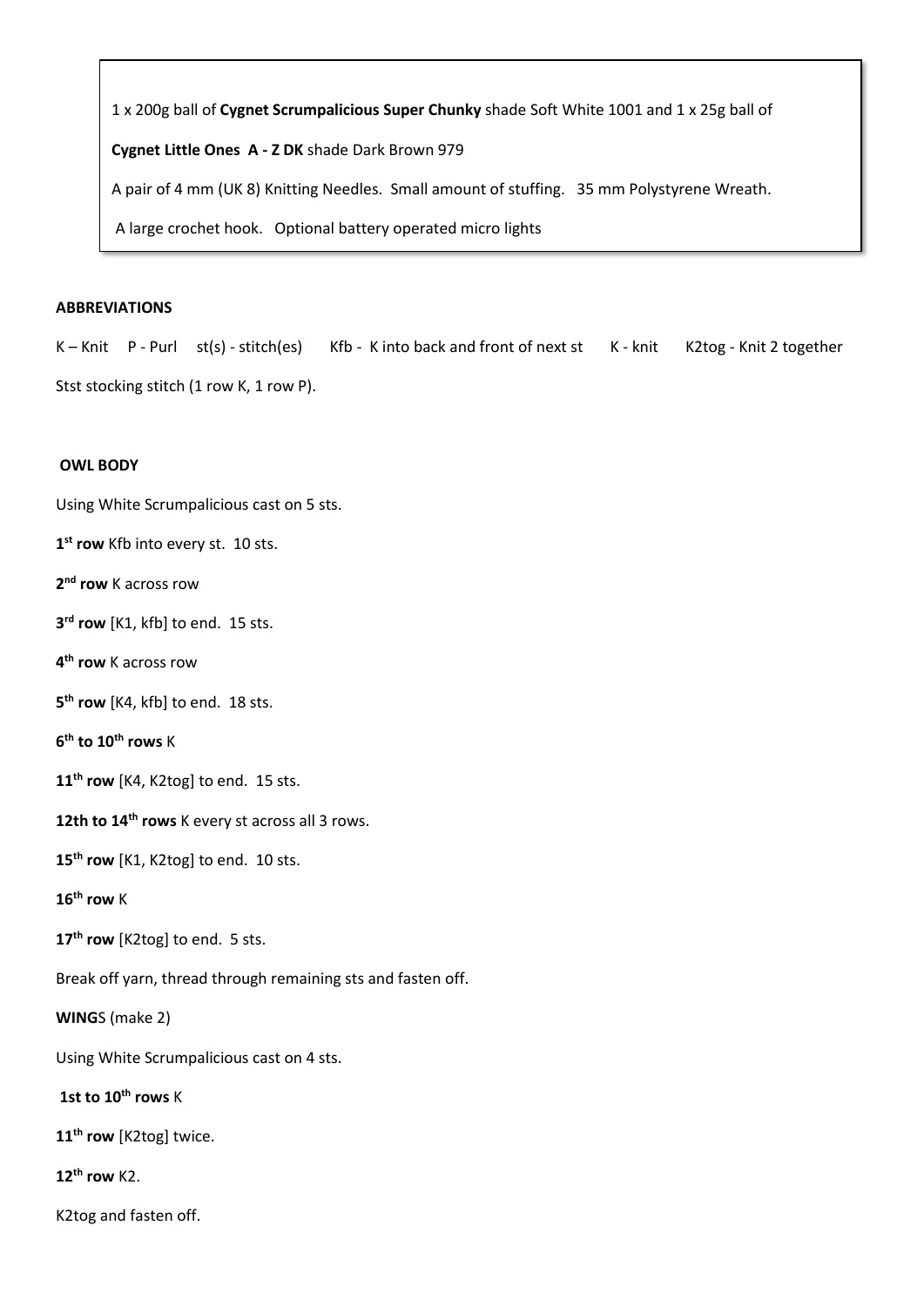1 x 200g ball of **Cygnet Scrumpalicious Super Chunky** shade Soft White 1001 and 1 x 25g ball of

**Cygnet Little Ones A - Z DK** shade Dark Brown 979

A pair of 4 mm (UK 8) Knitting Needles. Small amount of stuffing. 35 mm Polystyrene Wreath.

A large crochet hook. Optional battery operated micro lights

**ABBREVIATIONS**

K – Knit P - Purl st(s) - stitch(es) Kfb - K into back and front of next st K - knit K2tog - Knit 2 together

Stst stocking stitch (1 row K, 1 row P).

**OWL BODY**

Using White Scrumpalicious cast on 5 sts.

**1st row** Kfb into every st. 10 sts.

**2nd row** K across row

**3rd row** [K1, kfb] to end. 15 sts.

**4th row** K across row

**5th row** [K4, kfb] to end. 18 sts.

**6th to 10th rows** K

**11th row** [K4, K2tog] to end. 15 sts.

**12th to 14th rows** K every st across all 3 rows.

**15th row** [K1, K2tog] to end. 10 sts.

**16th row** K

**17th row** [K2tog] to end. 5 sts.

Break off yarn, thread through remaining sts and fasten off.

**WINGS** (make 2)

Using White Scrumpalicious cast on 4 sts.

**1st to 10th rows** K

**11th row** [K2tog] twice.

**12th row** K2.

K2tog and fasten off.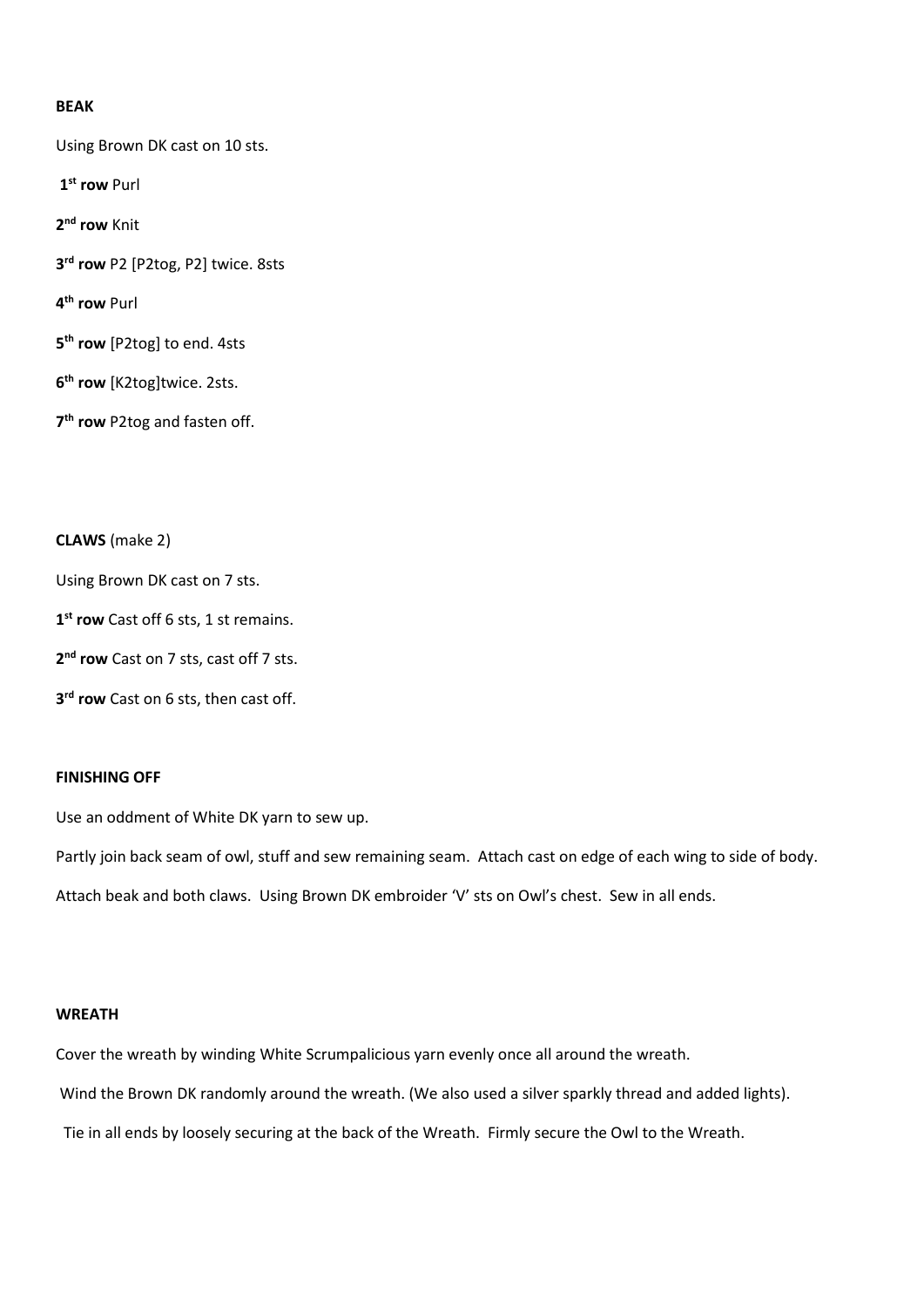**BEAK**

Using Brown DK cast on 10 sts.

**1st row** Purl

**2nd row** Knit

**3rd row** P2 [P2tog, P2] twice. 8sts

**4th row** Purl

**5th row** [P2tog] to end. 4sts

**6th row** [K2tog]twice. 2sts.

**7th row** P2tog and fasten off.

**CLAWS** (make 2)

Using Brown DK cast on 7 sts.

**1st row** Cast off 6 sts, 1 st remains.

**2nd row** Cast on 7 sts, cast off 7 sts.

**3rd row** Cast on 6 sts, then cast off.

**FINISHING OFF**

Use an oddment of White DK yarn to sew up.

Partly join back seam of owl, stuff and sew remaining seam. Attach cast on edge of each wing to side of body.

Attach beak and both claws. Using Brown DK embroider 'V' sts on Owl's chest. Sew in all ends.

**WREATH**

Cover the wreath by winding White Scrumpalicious yarn evenly once all around the wreath.

Wind the Brown DK randomly around the wreath. (We also used a silver sparkly thread and added lights).

Tie in all ends by loosely securing at the back of the Wreath. Firmly secure the Owl to the Wreath.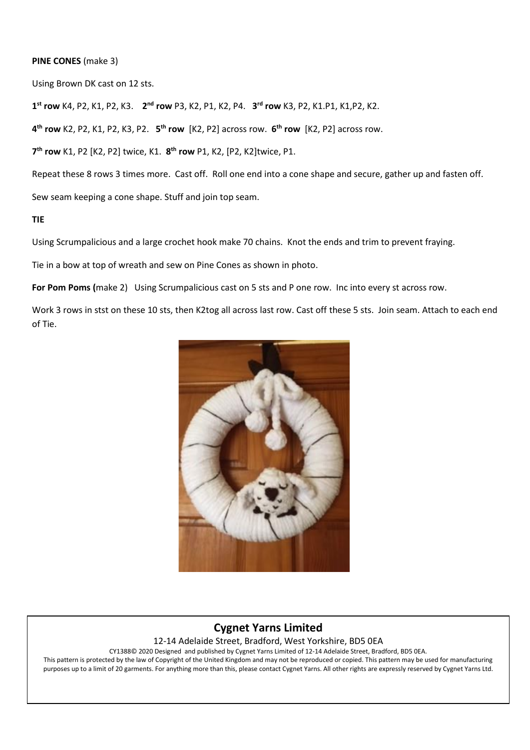**PINE CONES** (make 3)

Using Brown DK cast on 12 sts.

**1st row** K4, P2, K1, P2, K3. **2nd row** P3, K2, P1, K2, P4. **3rd row** K3, P2, K1.P1, K1,P2, K2.

**4th row** K2, P2, K1, P2, K3, P2. **5th row** [K2, P2] across row. **6th row** [K2, P2] across row.

**7th row** K1, P2 [K2, P2] twice, K1. **8th row** P1, K2, [P2, K2]twice, P1.

Repeat these 8 rows 3 times more. Cast off. Roll one end into a cone shape and secure, gather up and fasten off.

Sew seam keeping a cone shape. Stuff and join top seam.

**TIE**

Using Scrumpalicious and a large crochet hook make 70 chains. Knot the ends and trim to prevent fraying.

Tie in a bow at top of wreath and sew on Pine Cones as shown in photo.

**For Pom Poms (**make 2) Using Scrumpalicious cast on 5 sts and P one row. Inc into every st across row.

Work 3 rows in stst on these 10 sts, then K2tog all across last row. Cast off these 5 sts. Join seam. Attach to each end of Tie.

## Cygnet Yarns Limited

12-14 Adelaide Street, Bradford, West Yorkshire, BD5 0EA

CY1388© 2020 Designed and published by Cygnet Yarns Limited of 12-14 Adelaide Street, Bradford, BD5 0EA.
This pattern is protected by the law of Copyright of the United Kingdom and may not be reproduced or copied. This pattern may be used for manufacturing purposes up to a limit of 20 garments. For anything more than this, please contact Cygnet Yarns. All other rights are expressly reserved by Cygnet Yarns Ltd.